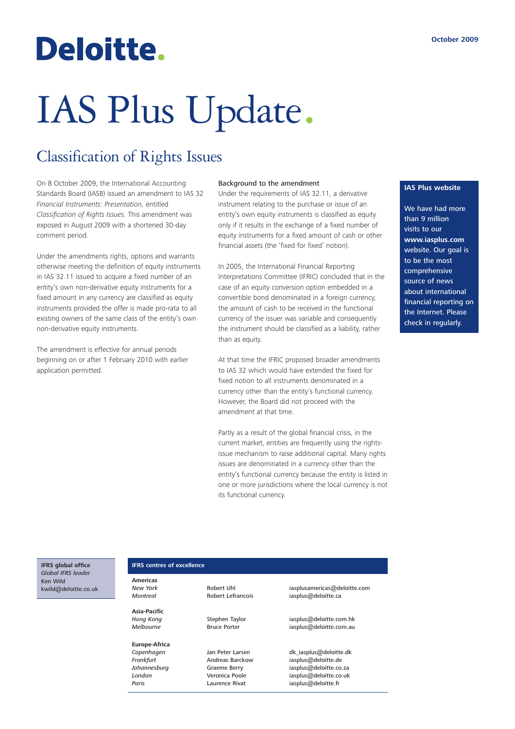# Deloitte.

October 2009

# IAS Plus Update.

## Classification of Rights Issues

On 8 October 2009, the International Accounting Standards Board (IASB) issued an amendment to IAS 32 *Financial Instruments: Presentation,* entitled *Classification of Rights Issues.* This amendment was exposed in August 2009 with a shortened 30-day comment period.

Under the amendments rights, options and warrants otherwise meeting the definition of equity instruments in IAS 32.11 issued to acquire a fixed number of an entity's own non-derivative equity instruments for a fixed amount in any currency are classified as equity instruments provided the offer is made pro-rata to all existing owners of the same class of the entity's own non-derivative equity instruments.

The amendment is effective for annual periods beginning on or after 1 February 2010 with earlier application permitted.

### Background to the amendment

Under the requirements of IAS 32.11, a derivative instrument relating to the purchase or issue of an entity's own equity instruments is classified as equity only if it results in the exchange of a fixed number of equity instruments for a fixed amount of cash or other financial assets (the 'fixed for fixed' notion).

In 2005, the International Financial Reporting Interpretations Committee (IFRIC) concluded that in the case of an equity conversion option embedded in a convertible bond denominated in a foreign currency, the amount of cash to be received in the functional currency of the issuer was variable and consequently the instrument should be classified as a liability, rather than as equity.

At that time the IFRIC proposed broader amendments to IAS 32 which would have extended the fixed for fixed notion to all instruments denominated in a currency other than the entity's functional currency. However, the Board did not proceed with the amendment at that time.

Partly as a result of the global financial crisis, in the current market, entities are frequently using the rights-issue mechanism to raise additional capital. Many rights issues are denominated in a currency other than the entity's functional currency because the entity is listed in one or more jurisdictions where the local currency is not its functional currency.

**IAS Plus website**

We have had more than 9 million visits to our **www.iasplus.com** website. Our goal is to be the most comprehensive source of news about international financial reporting on the Internet. Please check in regularly.

**IFRS global office**
*Global IFRS leader*
Ken Wild
kwild@deloitte.co.uk

**IFRS centres of excellence**

| | | |
|---|---|---|
| **Americas** | | |
| *New York* | Robert Uhl | iasplusamericas@deloitte.com |
| *Montreal* | Robert Lefrancois | iasplus@deloitte.ca |
| **Asia-Pacific** | | |
| *Hong Kong* | Stephen Taylor | iasplus@deloitte.com.hk |
| *Melbourne* | Bruce Porter | iasplus@deloitte.com.au |
| **Europe-Africa** | | |
| *Copenhagen* | Jan Peter Larsen | dk_iasplus@deloitte.dk |
| *Frankfurt* | Andreas Barckow | iasplus@deloitte.de |
| *Johannesburg* | Graeme Berry | iasplus@deloitte.co.za |
| *London* | Veronica Poole | iasplus@deloitte.co.uk |
| *Paris* | Laurence Rivat | iasplus@deloitte.fr |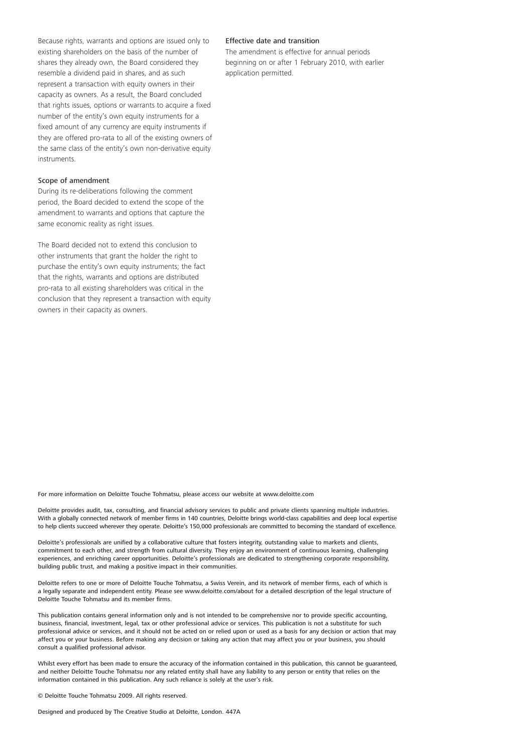Because rights, warrants and options are issued only to existing shareholders on the basis of the number of shares they already own, the Board considered they resemble a dividend paid in shares, and as such represent a transaction with equity owners in their capacity as owners. As a result, the Board concluded that rights issues, options or warrants to acquire a fixed number of the entity's own equity instruments for a fixed amount of any currency are equity instruments if they are offered pro-rata to all of the existing owners of the same class of the entity's own non-derivative equity instruments.

### Scope of amendment

During its re-deliberations following the comment period, the Board decided to extend the scope of the amendment to warrants and options that capture the same economic reality as right issues.

The Board decided not to extend this conclusion to other instruments that grant the holder the right to purchase the entity's own equity instruments; the fact that the rights, warrants and options are distributed pro-rata to all existing shareholders was critical in the conclusion that they represent a transaction with equity owners in their capacity as owners.

### Effective date and transition

The amendment is effective for annual periods beginning on or after 1 February 2010, with earlier application permitted.

For more information on Deloitte Touche Tohmatsu, please access our website at www.deloitte.com

Deloitte provides audit, tax, consulting, and financial advisory services to public and private clients spanning multiple industries. With a globally connected network of member firms in 140 countries, Deloitte brings world-class capabilities and deep local expertise to help clients succeed wherever they operate. Deloitte's 150,000 professionals are committed to becoming the standard of excellence.

Deloitte's professionals are unified by a collaborative culture that fosters integrity, outstanding value to markets and clients, commitment to each other, and strength from cultural diversity. They enjoy an environment of continuous learning, challenging experiences, and enriching career opportunities. Deloitte's professionals are dedicated to strengthening corporate responsibility, building public trust, and making a positive impact in their communities.

Deloitte refers to one or more of Deloitte Touche Tohmatsu, a Swiss Verein, and its network of member firms, each of which is a legally separate and independent entity. Please see www.deloitte.com/about for a detailed description of the legal structure of Deloitte Touche Tohmatsu and its member firms.

This publication contains general information only and is not intended to be comprehensive nor to provide specific accounting, business, financial, investment, legal, tax or other professional advice or services. This publication is not a substitute for such professional advice or services, and it should not be acted on or relied upon or used as a basis for any decision or action that may affect you or your business. Before making any decision or taking any action that may affect you or your business, you should consult a qualified professional advisor.

Whilst every effort has been made to ensure the accuracy of the information contained in this publication, this cannot be guaranteed, and neither Deloitte Touche Tohmatsu nor any related entity shall have any liability to any person or entity that relies on the information contained in this publication. Any such reliance is solely at the user's risk.

© Deloitte Touche Tohmatsu 2009. All rights reserved.

Designed and produced by The Creative Studio at Deloitte, London. 447A